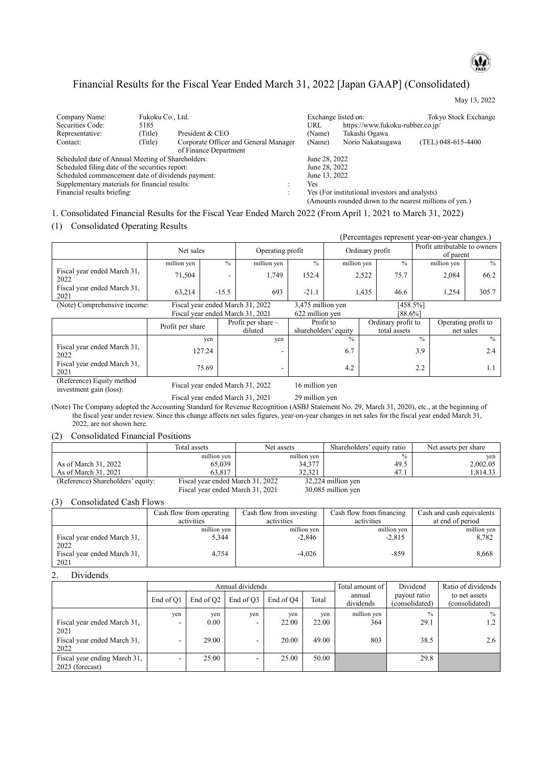# Financial Results for the Fiscal Year Ended March 31, 2022 [Japan GAAP] (Consolidated)

May 13, 2022

| | | | | | | |
|---|---|---|---|---|---|---|
| Company Name: | Fukoku Co., Ltd. | | Exchange listed on: | | Tokyo Stock Exchange | |
| Securities Code: | 5185 | | URL | https://www.fukoku-rubber.co.jp/ | | |
| Representative: | (Title) | President & CEO | (Name) | Takashi Ogawa | | |
| Contact: | (Title) | Corporate Officer and General Manager of Finance Department | (Name) | Norio Nakatsugawa | (TEL) 048-615-4400 | |

Scheduled date of Annual Meeting of Shareholders: June 28, 2022
Scheduled filing date of the securities report: June 28, 2022
Scheduled commencement date of dividends payment: June 13, 2022
Supplementary materials for financial results: Yes
Financial results briefing: Yes (For institutional investors and analysts)

(Amounts rounded down to the nearest millions of yen.)

## 1. Consolidated Financial Results for the Fiscal Year Ended March 2022 (From April 1, 2021 to March 31, 2022)

### (1) Consolidated Operating Results

(Percentages represent year-on-year changes.)

| | Net sales | | Operating profit | | Ordinary profit | | Profit attributable to owners of parent | |
|---|---|---|---|---|---|---|---|---|
| | million yen | % | million yen | % | million yen | % | million yen | % |
| Fiscal year ended March 31, 2022 | 71,504 | - | 1,749 | 152.4 | 2,522 | 75.7 | 2,084 | 66.2 |
| Fiscal year ended March 31, 2021 | 63,214 | -15.5 | 693 | -21.1 | 1,435 | 46.6 | 1,254 | 305.7 |

(Note) Comprehensive income: Fiscal year ended March 31, 2022 3,475 million yen [458.5%]
Fiscal year ended March 31, 2021 622 million yen [88.6%]

| | Profit per share | Profit per share – diluted | Profit to shareholders' equity | Ordinary profit to total assets | Operating profit to net sales |
|---|---|---|---|---|---|
| | yen | yen | % | % | % |
| Fiscal year ended March 31, 2022 | 127.24 | - | 6.7 | 3.9 | 2.4 |
| Fiscal year ended March 31, 2021 | 75.69 | - | 4.2 | 2.2 | 1.1 |

(Reference) Equity method investment gain (loss): Fiscal year ended March 31, 2022 16 million yen
Fiscal year ended March 31, 2021 29 million yen

(Note) The Company adopted the Accounting Standard for Revenue Recognition (ASBJ Statement No. 29, March 31, 2020), etc., at the beginning of the fiscal year under review. Since this change affects net sales figures, year-on-year changes in net sales for the fiscal year ended March 31, 2022, are not shown here.

### (2) Consolidated Financial Positions

| | Total assets | Net assets | Shareholders' equity ratio | Net assets per share |
|---|---|---|---|---|
| | million yen | million yen | % | yen |
| As of March 31, 2022 | 65,039 | 34,377 | 49.5 | 2,002.05 |
| As of March 31, 2021 | 63,817 | 32,321 | 47.1 | 1,814.33 |

(Reference) Shareholders' equity: Fiscal year ended March 31, 2022 32,224 million yen
Fiscal year ended March 31, 2021 30,085 million yen

### (3) Consolidated Cash Flows

| | Cash flow from operating activities | Cash flow from investing activities | Cash flow from financing activities | Cash and cash equivalents at end of period |
|---|---|---|---|---|
| | million yen | million yen | million yen | million yen |
| Fiscal year ended March 31, 2022 | 5,344 | -2,846 | -2,815 | 8,782 |
| Fiscal year ended March 31, 2021 | 4,754 | -4,026 | -859 | 8,668 |

## 2. Dividends

| | Annual dividends | | | | | Total amount of annual dividends | Dividend payout ratio (consolidated) | Ratio of dividends to net assets (consolidated) |
|---|---|---|---|---|---|---|---|---|
| | End of Q1 | End of Q2 | End of Q3 | End of Q4 | Total | | | |
| | yen | yen | yen | yen | yen | million yen | % | % |
| Fiscal year ended March 31, 2021 | - | 0.00 | - | 22.00 | 22.00 | 364 | 29.1 | 1.2 |
| Fiscal year ended March 31, 2022 | - | 29.00 | - | 20.00 | 49.00 | 803 | 38.5 | 2.6 |
| Fiscal year ending March 31, 2023 (forecast) | - | 25.00 | - | 25.00 | 50.00 | | 29.8 | |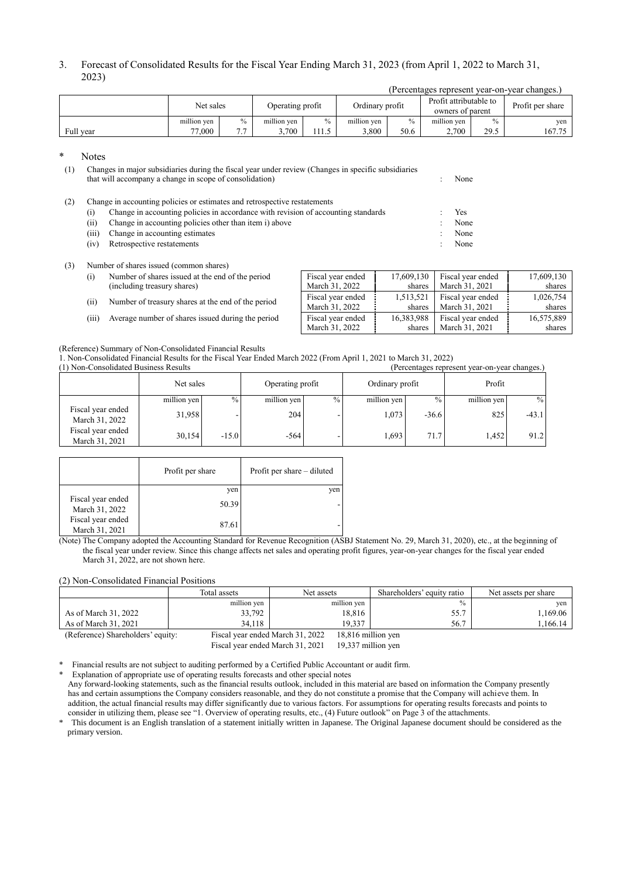3. Forecast of Consolidated Results for the Fiscal Year Ending March 31, 2023 (from April 1, 2022 to March 31, 2023)

(Percentages represent year-on-year changes.)

| | Net sales | | Operating profit | | Ordinary profit | | Profit attributable to owners of parent | | Profit per share |
|---|---|---|---|---|---|---|---|---|---|
| | million yen | % | million yen | % | million yen | % | million yen | % | yen |
| Full year | 77,000 | 7.7 | 3,700 | 111.5 | 3,800 | 50.6 | 2,700 | 29.5 | 167.75 |

\* Notes

(1) Changes in major subsidiaries during the fiscal year under review (Changes in specific subsidiaries that will accompany a change in scope of consolidation) : None

(2) Change in accounting policies or estimates and retrospective restatements
- (i) Change in accounting policies in accordance with revision of accounting standards : Yes
- (ii) Change in accounting policies other than item i) above : None
- (iii) Change in accounting estimates : None
- (iv) Retrospective restatements : None

(3) Number of shares issued (common shares)

| | | | | |
|---|---|---|---|---|
| (i) Number of shares issued at the end of the period (including treasury shares) | Fiscal year ended March 31, 2022 | 17,609,130 shares | Fiscal year ended March 31, 2021 | 17,609,130 shares |
| (ii) Number of treasury shares at the end of the period | Fiscal year ended March 31, 2022 | 1,513,521 shares | Fiscal year ended March 31, 2021 | 1,026,754 shares |
| (iii) Average number of shares issued during the period | Fiscal year ended March 31, 2022 | 16,383,988 shares | Fiscal year ended March 31, 2021 | 16,575,889 shares |

(Reference) Summary of Non-Consolidated Financial Results

1. Non-Consolidated Financial Results for the Fiscal Year Ended March 2022 (From April 1, 2021 to March 31, 2022)

(1) Non-Consolidated Business Results (Percentages represent year-on-year changes.)

| | Net sales | | Operating profit | | Ordinary profit | | Profit | |
|---|---|---|---|---|---|---|---|---|
| | million yen | % | million yen | % | million yen | % | million yen | % |
| Fiscal year ended March 31, 2022 | 31,958 | - | 204 | - | 1,073 | -36.6 | 825 | -43.1 |
| Fiscal year ended March 31, 2021 | 30,154 | -15.0 | -564 | - | 1,693 | 71.7 | 1,452 | 91.2 |

| | Profit per share | Profit per share – diluted |
|---|---|---|
| | yen | yen |
| Fiscal year ended March 31, 2022 | 50.39 | - |
| Fiscal year ended March 31, 2021 | 87.61 | - |

(Note) The Company adopted the Accounting Standard for Revenue Recognition (ASBJ Statement No. 29, March 31, 2020), etc., at the beginning of the fiscal year under review. Since this change affects net sales and operating profit figures, year-on-year changes for the fiscal year ended March 31, 2022, are not shown here.

(2) Non-Consolidated Financial Positions

| | Total assets | Net assets | Shareholders' equity ratio | Net assets per share |
|---|---|---|---|---|
| | million yen | million yen | % | yen |
| As of March 31, 2022 | 33,792 | 18,816 | 55.7 | 1,169.06 |
| As of March 31, 2021 | 34,118 | 19,337 | 56.7 | 1,166.14 |

(Reference) Shareholders' equity: Fiscal year ended March 31, 2022 18,816 million yen
Fiscal year ended March 31, 2021 19,337 million yen

\* Financial results are not subject to auditing performed by a Certified Public Accountant or audit firm.

\* Explanation of appropriate use of operating results forecasts and other special notes

Any forward-looking statements, such as the financial results outlook, included in this material are based on information the Company presently has and certain assumptions the Company considers reasonable, and they do not constitute a promise that the Company will achieve them. In addition, the actual financial results may differ significantly due to various factors. For assumptions for operating results forecasts and points to consider in utilizing them, please see "1. Overview of operating results, etc., (4) Future outlook" on Page 3 of the attachments.

\* This document is an English translation of a statement initially written in Japanese. The Original Japanese document should be considered as the primary version.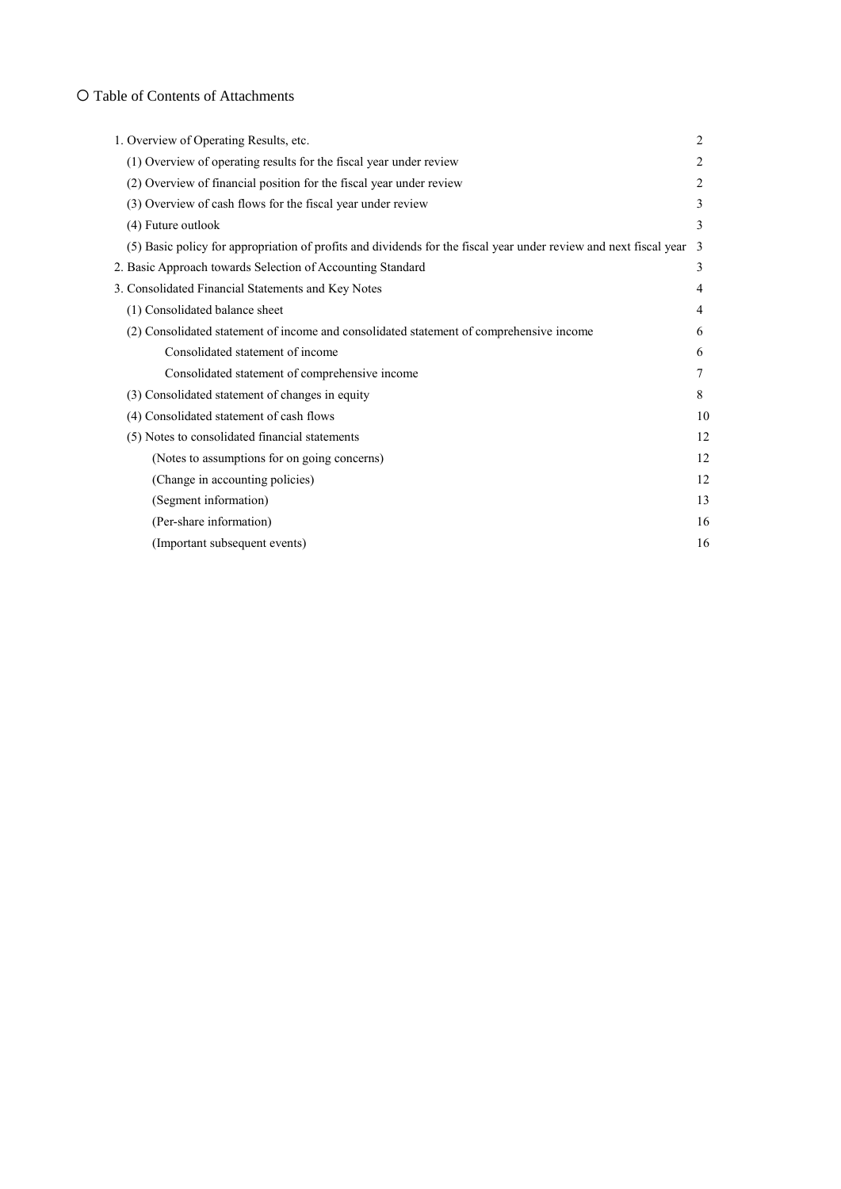○ Table of Contents of Attachments

| | |
|---|---|
| 1. Overview of Operating Results, etc. | 2 |
| (1) Overview of operating results for the fiscal year under review | 2 |
| (2) Overview of financial position for the fiscal year under review | 2 |
| (3) Overview of cash flows for the fiscal year under review | 3 |
| (4) Future outlook | 3 |
| (5) Basic policy for appropriation of profits and dividends for the fiscal year under review and next fiscal year | 3 |
| 2. Basic Approach towards Selection of Accounting Standard | 3 |
| 3. Consolidated Financial Statements and Key Notes | 4 |
| (1) Consolidated balance sheet | 4 |
| (2) Consolidated statement of income and consolidated statement of comprehensive income | 6 |
| Consolidated statement of income | 6 |
| Consolidated statement of comprehensive income | 7 |
| (3) Consolidated statement of changes in equity | 8 |
| (4) Consolidated statement of cash flows | 10 |
| (5) Notes to consolidated financial statements | 12 |
| (Notes to assumptions for on going concerns) | 12 |
| (Change in accounting policies) | 12 |
| (Segment information) | 13 |
| (Per-share information) | 16 |
| (Important subsequent events) | 16 |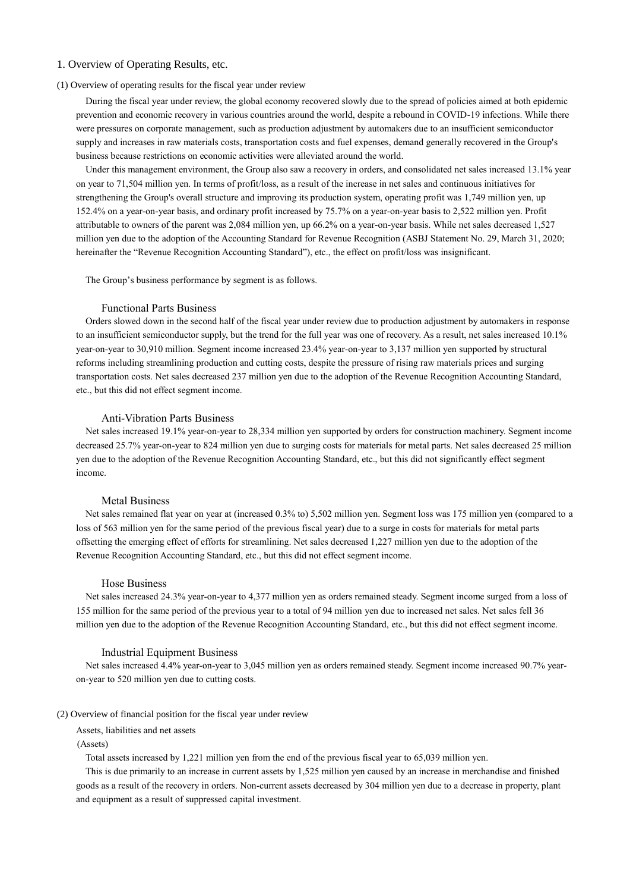## 1. Overview of Operating Results, etc.

### (1) Overview of operating results for the fiscal year under review

During the fiscal year under review, the global economy recovered slowly due to the spread of policies aimed at both epidemic prevention and economic recovery in various countries around the world, despite a rebound in COVID-19 infections. While there were pressures on corporate management, such as production adjustment by automakers due to an insufficient semiconductor supply and increases in raw materials costs, transportation costs and fuel expenses, demand generally recovered in the Group's business because restrictions on economic activities were alleviated around the world.

Under this management environment, the Group also saw a recovery in orders, and consolidated net sales increased 13.1% year on year to 71,504 million yen. In terms of profit/loss, as a result of the increase in net sales and continuous initiatives for strengthening the Group's overall structure and improving its production system, operating profit was 1,749 million yen, up 152.4% on a year-on-year basis, and ordinary profit increased by 75.7% on a year-on-year basis to 2,522 million yen. Profit attributable to owners of the parent was 2,084 million yen, up 66.2% on a year-on-year basis. While net sales decreased 1,527 million yen due to the adoption of the Accounting Standard for Revenue Recognition (ASBJ Statement No. 29, March 31, 2020; hereinafter the "Revenue Recognition Accounting Standard"), etc., the effect on profit/loss was insignificant.

The Group's business performance by segment is as follows.

#### Functional Parts Business

Orders slowed down in the second half of the fiscal year under review due to production adjustment by automakers in response to an insufficient semiconductor supply, but the trend for the full year was one of recovery. As a result, net sales increased 10.1% year-on-year to 30,910 million. Segment income increased 23.4% year-on-year to 3,137 million yen supported by structural reforms including streamlining production and cutting costs, despite the pressure of rising raw materials prices and surging transportation costs. Net sales decreased 237 million yen due to the adoption of the Revenue Recognition Accounting Standard, etc., but this did not effect segment income.

#### Anti-Vibration Parts Business

Net sales increased 19.1% year-on-year to 28,334 million yen supported by orders for construction machinery. Segment income decreased 25.7% year-on-year to 824 million yen due to surging costs for materials for metal parts. Net sales decreased 25 million yen due to the adoption of the Revenue Recognition Accounting Standard, etc., but this did not significantly effect segment income.

#### Metal Business

Net sales remained flat year on year at (increased 0.3% to) 5,502 million yen. Segment loss was 175 million yen (compared to a loss of 563 million yen for the same period of the previous fiscal year) due to a surge in costs for materials for metal parts offsetting the emerging effect of efforts for streamlining. Net sales decreased 1,227 million yen due to the adoption of the Revenue Recognition Accounting Standard, etc., but this did not effect segment income.

#### Hose Business

Net sales increased 24.3% year-on-year to 4,377 million yen as orders remained steady. Segment income surged from a loss of 155 million for the same period of the previous year to a total of 94 million yen due to increased net sales. Net sales fell 36 million yen due to the adoption of the Revenue Recognition Accounting Standard, etc., but this did not effect segment income.

#### Industrial Equipment Business

Net sales increased 4.4% year-on-year to 3,045 million yen as orders remained steady. Segment income increased 90.7% year-on-year to 520 million yen due to cutting costs.

### (2) Overview of financial position for the fiscal year under review

Assets, liabilities and net assets

(Assets)

Total assets increased by 1,221 million yen from the end of the previous fiscal year to 65,039 million yen.

This is due primarily to an increase in current assets by 1,525 million yen caused by an increase in merchandise and finished goods as a result of the recovery in orders. Non-current assets decreased by 304 million yen due to a decrease in property, plant and equipment as a result of suppressed capital investment.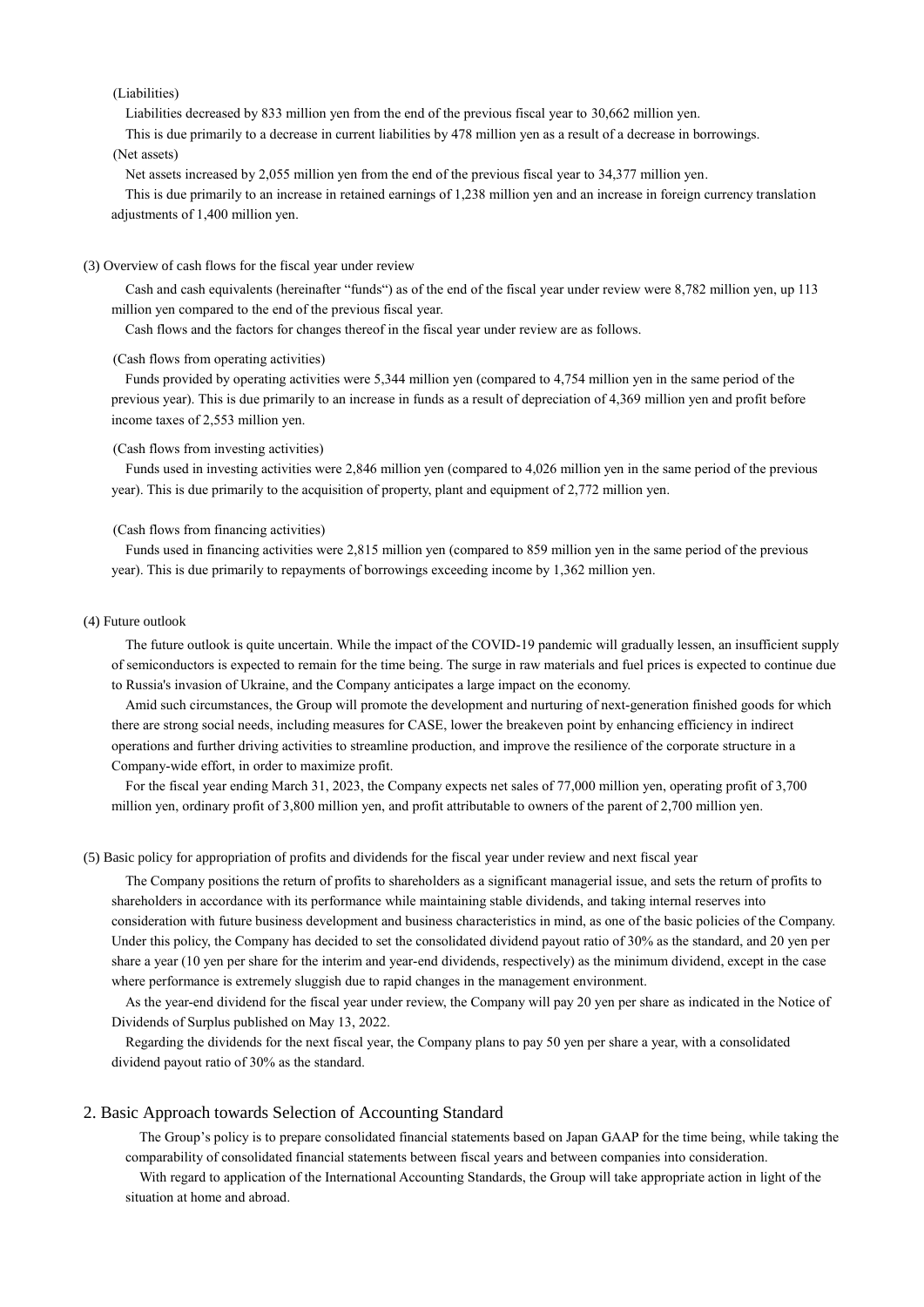(Liabilities)

Liabilities decreased by 833 million yen from the end of the previous fiscal year to 30,662 million yen.

This is due primarily to a decrease in current liabilities by 478 million yen as a result of a decrease in borrowings.

(Net assets)

Net assets increased by 2,055 million yen from the end of the previous fiscal year to 34,377 million yen.

This is due primarily to an increase in retained earnings of 1,238 million yen and an increase in foreign currency translation adjustments of 1,400 million yen.

### (3) Overview of cash flows for the fiscal year under review

Cash and cash equivalents (hereinafter "funds") as of the end of the fiscal year under review were 8,782 million yen, up 113 million yen compared to the end of the previous fiscal year.

Cash flows and the factors for changes thereof in the fiscal year under review are as follows.

(Cash flows from operating activities)

Funds provided by operating activities were 5,344 million yen (compared to 4,754 million yen in the same period of the previous year). This is due primarily to an increase in funds as a result of depreciation of 4,369 million yen and profit before income taxes of 2,553 million yen.

(Cash flows from investing activities)

Funds used in investing activities were 2,846 million yen (compared to 4,026 million yen in the same period of the previous year). This is due primarily to the acquisition of property, plant and equipment of 2,772 million yen.

(Cash flows from financing activities)

Funds used in financing activities were 2,815 million yen (compared to 859 million yen in the same period of the previous year). This is due primarily to repayments of borrowings exceeding income by 1,362 million yen.

### (4) Future outlook

The future outlook is quite uncertain. While the impact of the COVID-19 pandemic will gradually lessen, an insufficient supply of semiconductors is expected to remain for the time being. The surge in raw materials and fuel prices is expected to continue due to Russia's invasion of Ukraine, and the Company anticipates a large impact on the economy.

Amid such circumstances, the Group will promote the development and nurturing of next-generation finished goods for which there are strong social needs, including measures for CASE, lower the breakeven point by enhancing efficiency in indirect operations and further driving activities to streamline production, and improve the resilience of the corporate structure in a Company-wide effort, in order to maximize profit.

For the fiscal year ending March 31, 2023, the Company expects net sales of 77,000 million yen, operating profit of 3,700 million yen, ordinary profit of 3,800 million yen, and profit attributable to owners of the parent of 2,700 million yen.

### (5) Basic policy for appropriation of profits and dividends for the fiscal year under review and next fiscal year

The Company positions the return of profits to shareholders as a significant managerial issue, and sets the return of profits to shareholders in accordance with its performance while maintaining stable dividends, and taking internal reserves into consideration with future business development and business characteristics in mind, as one of the basic policies of the Company. Under this policy, the Company has decided to set the consolidated dividend payout ratio of 30% as the standard, and 20 yen per share a year (10 yen per share for the interim and year-end dividends, respectively) as the minimum dividend, except in the case where performance is extremely sluggish due to rapid changes in the management environment.

As the year-end dividend for the fiscal year under review, the Company will pay 20 yen per share as indicated in the Notice of Dividends of Surplus published on May 13, 2022.

Regarding the dividends for the next fiscal year, the Company plans to pay 50 yen per share a year, with a consolidated dividend payout ratio of 30% as the standard.

## 2. Basic Approach towards Selection of Accounting Standard

The Group's policy is to prepare consolidated financial statements based on Japan GAAP for the time being, while taking the comparability of consolidated financial statements between fiscal years and between companies into consideration.

With regard to application of the International Accounting Standards, the Group will take appropriate action in light of the situation at home and abroad.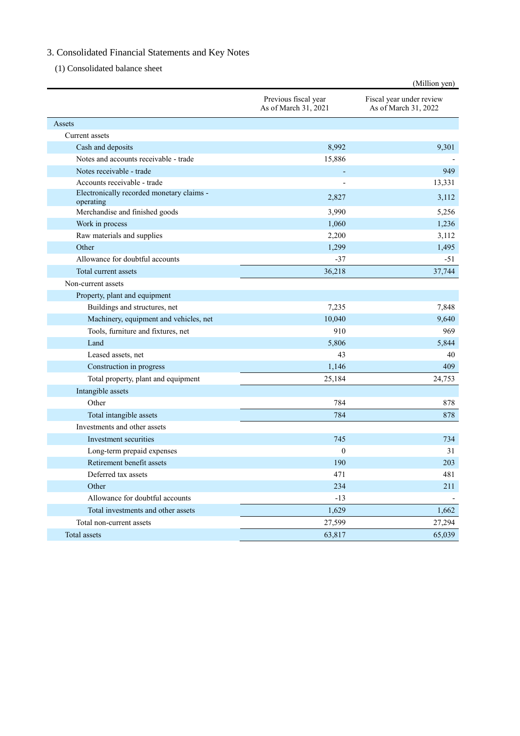## 3. Consolidated Financial Statements and Key Notes

### (1) Consolidated balance sheet

(Million yen)

| | Previous fiscal year As of March 31, 2021 | Fiscal year under review As of March 31, 2022 |
|---|---|---|
| Assets | | |
| Current assets | | |
| Cash and deposits | 8,992 | 9,301 |
| Notes and accounts receivable - trade | 15,886 | - |
| Notes receivable - trade | - | 949 |
| Accounts receivable - trade | - | 13,331 |
| Electronically recorded monetary claims - operating | 2,827 | 3,112 |
| Merchandise and finished goods | 3,990 | 5,256 |
| Work in process | 1,060 | 1,236 |
| Raw materials and supplies | 2,200 | 3,112 |
| Other | 1,299 | 1,495 |
| Allowance for doubtful accounts | -37 | -51 |
| Total current assets | 36,218 | 37,744 |
| Non-current assets | | |
| Property, plant and equipment | | |
| Buildings and structures, net | 7,235 | 7,848 |
| Machinery, equipment and vehicles, net | 10,040 | 9,640 |
| Tools, furniture and fixtures, net | 910 | 969 |
| Land | 5,806 | 5,844 |
| Leased assets, net | 43 | 40 |
| Construction in progress | 1,146 | 409 |
| Total property, plant and equipment | 25,184 | 24,753 |
| Intangible assets | | |
| Other | 784 | 878 |
| Total intangible assets | 784 | 878 |
| Investments and other assets | | |
| Investment securities | 745 | 734 |
| Long-term prepaid expenses | 0 | 31 |
| Retirement benefit assets | 190 | 203 |
| Deferred tax assets | 471 | 481 |
| Other | 234 | 211 |
| Allowance for doubtful accounts | -13 | - |
| Total investments and other assets | 1,629 | 1,662 |
| Total non-current assets | 27,599 | 27,294 |
| Total assets | 63,817 | 65,039 |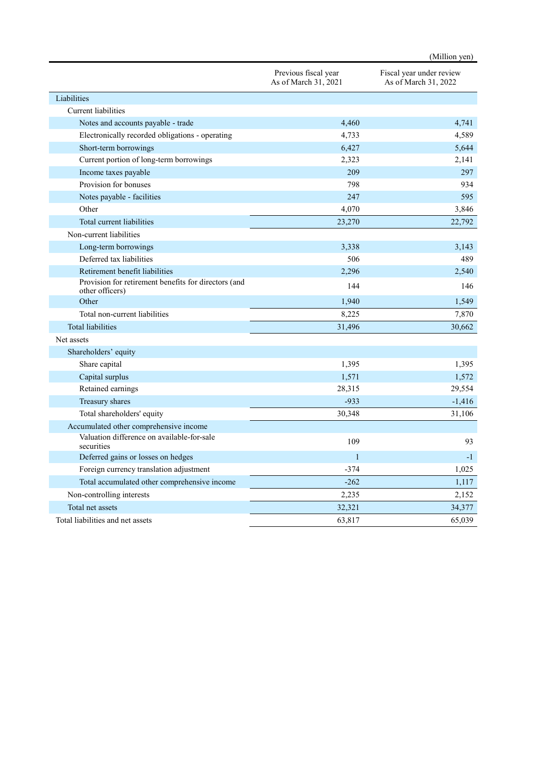(Million yen)

| | Previous fiscal year As of March 31, 2021 | Fiscal year under review As of March 31, 2022 |
|---|---|---|
| Liabilities | | |
| Current liabilities | | |
| Notes and accounts payable - trade | 4,460 | 4,741 |
| Electronically recorded obligations - operating | 4,733 | 4,589 |
| Short-term borrowings | 6,427 | 5,644 |
| Current portion of long-term borrowings | 2,323 | 2,141 |
| Income taxes payable | 209 | 297 |
| Provision for bonuses | 798 | 934 |
| Notes payable - facilities | 247 | 595 |
| Other | 4,070 | 3,846 |
| Total current liabilities | 23,270 | 22,792 |
| Non-current liabilities | | |
| Long-term borrowings | 3,338 | 3,143 |
| Deferred tax liabilities | 506 | 489 |
| Retirement benefit liabilities | 2,296 | 2,540 |
| Provision for retirement benefits for directors (and other officers) | 144 | 146 |
| Other | 1,940 | 1,549 |
| Total non-current liabilities | 8,225 | 7,870 |
| Total liabilities | 31,496 | 30,662 |
| Net assets | | |
| Shareholders' equity | | |
| Share capital | 1,395 | 1,395 |
| Capital surplus | 1,571 | 1,572 |
| Retained earnings | 28,315 | 29,554 |
| Treasury shares | -933 | -1,416 |
| Total shareholders' equity | 30,348 | 31,106 |
| Accumulated other comprehensive income | | |
| Valuation difference on available-for-sale securities | 109 | 93 |
| Deferred gains or losses on hedges | 1 | -1 |
| Foreign currency translation adjustment | -374 | 1,025 |
| Total accumulated other comprehensive income | -262 | 1,117 |
| Non-controlling interests | 2,235 | 2,152 |
| Total net assets | 32,321 | 34,377 |
| Total liabilities and net assets | 63,817 | 65,039 |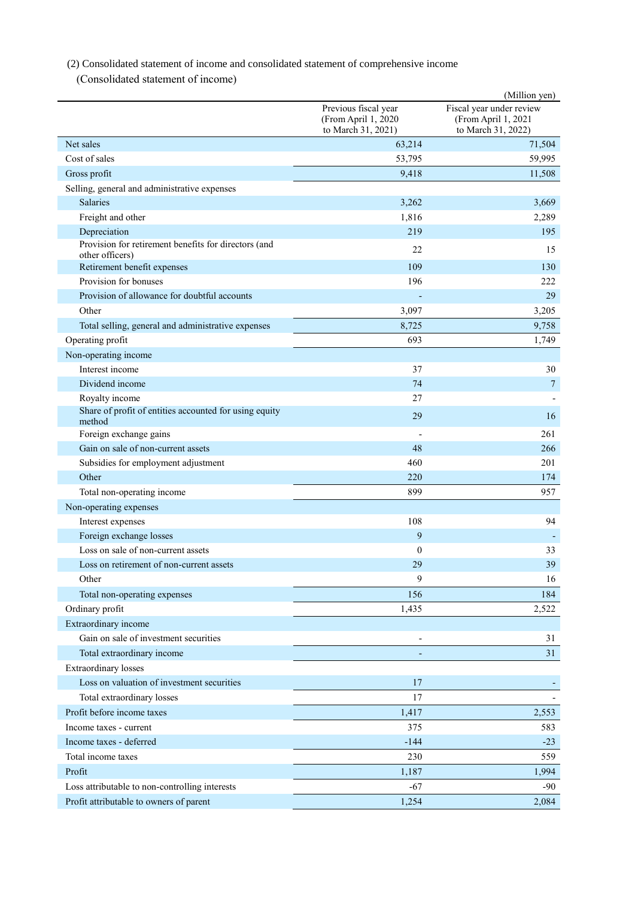(2) Consolidated statement of income and consolidated statement of comprehensive income

(Consolidated statement of income)

(Million yen)

| | Previous fiscal year (From April 1, 2020 to March 31, 2021) | Fiscal year under review (From April 1, 2021 to March 31, 2022) |
|---|---|---|
| Net sales | 63,214 | 71,504 |
| Cost of sales | 53,795 | 59,995 |
| Gross profit | 9,418 | 11,508 |
| Selling, general and administrative expenses | | |
| Salaries | 3,262 | 3,669 |
| Freight and other | 1,816 | 2,289 |
| Depreciation | 219 | 195 |
| Provision for retirement benefits for directors (and other officers) | 22 | 15 |
| Retirement benefit expenses | 109 | 130 |
| Provision for bonuses | 196 | 222 |
| Provision of allowance for doubtful accounts | - | 29 |
| Other | 3,097 | 3,205 |
| Total selling, general and administrative expenses | 8,725 | 9,758 |
| Operating profit | 693 | 1,749 |
| Non-operating income | | |
| Interest income | 37 | 30 |
| Dividend income | 74 | 7 |
| Royalty income | 27 | - |
| Share of profit of entities accounted for using equity method | 29 | 16 |
| Foreign exchange gains | - | 261 |
| Gain on sale of non-current assets | 48 | 266 |
| Subsidies for employment adjustment | 460 | 201 |
| Other | 220 | 174 |
| Total non-operating income | 899 | 957 |
| Non-operating expenses | | |
| Interest expenses | 108 | 94 |
| Foreign exchange losses | 9 | - |
| Loss on sale of non-current assets | 0 | 33 |
| Loss on retirement of non-current assets | 29 | 39 |
| Other | 9 | 16 |
| Total non-operating expenses | 156 | 184 |
| Ordinary profit | 1,435 | 2,522 |
| Extraordinary income | | |
| Gain on sale of investment securities | - | 31 |
| Total extraordinary income | - | 31 |
| Extraordinary losses | | |
| Loss on valuation of investment securities | 17 | - |
| Total extraordinary losses | 17 | - |
| Profit before income taxes | 1,417 | 2,553 |
| Income taxes - current | 375 | 583 |
| Income taxes - deferred | -144 | -23 |
| Total income taxes | 230 | 559 |
| Profit | 1,187 | 1,994 |
| Loss attributable to non-controlling interests | -67 | -90 |
| Profit attributable to owners of parent | 1,254 | 2,084 |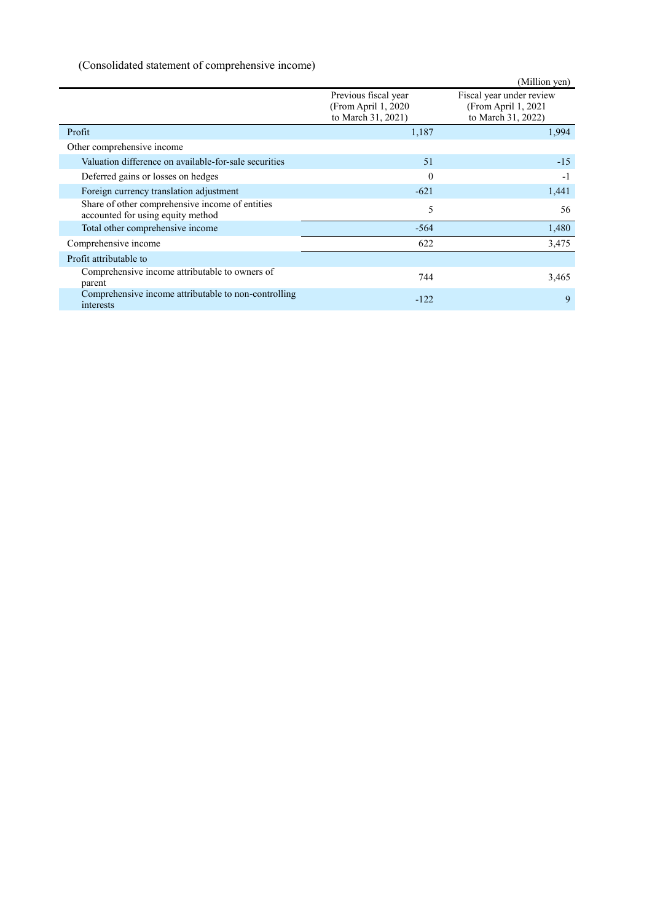(Consolidated statement of comprehensive income)

(Million yen)

| | Previous fiscal year (From April 1, 2020 to March 31, 2021) | Fiscal year under review (From April 1, 2021 to March 31, 2022) |
|---|---|---|
| Profit | 1,187 | 1,994 |
| Other comprehensive income | | |
| Valuation difference on available-for-sale securities | 51 | -15 |
| Deferred gains or losses on hedges | 0 | -1 |
| Foreign currency translation adjustment | -621 | 1,441 |
| Share of other comprehensive income of entities accounted for using equity method | 5 | 56 |
| Total other comprehensive income | -564 | 1,480 |
| Comprehensive income | 622 | 3,475 |
| Profit attributable to | | |
| Comprehensive income attributable to owners of parent | 744 | 3,465 |
| Comprehensive income attributable to non-controlling interests | -122 | 9 |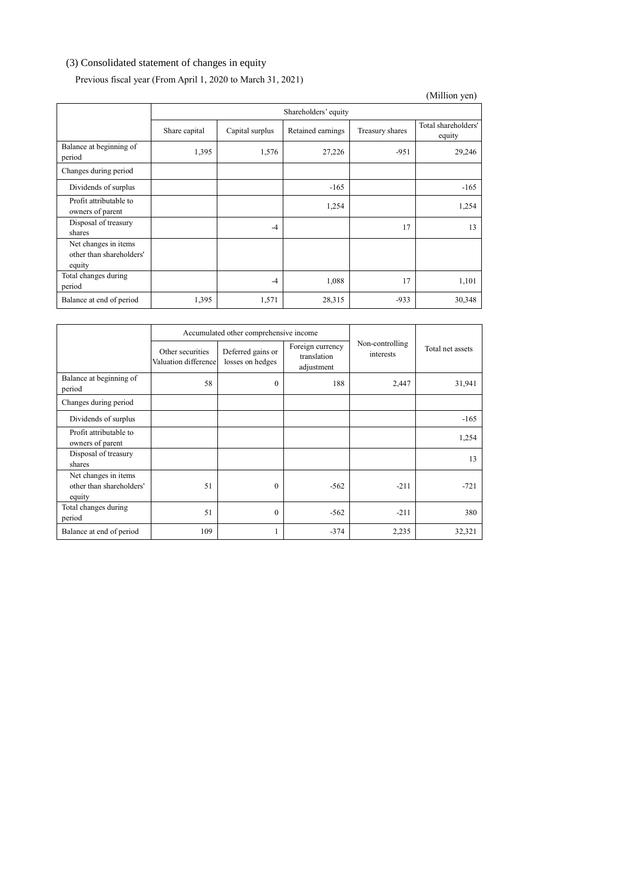### (3) Consolidated statement of changes in equity

Previous fiscal year (From April 1, 2020 to March 31, 2021)

(Million yen)

| | Shareholders' equity | | | | |
|---|---|---|---|---|---|
| | Share capital | Capital surplus | Retained earnings | Treasury shares | Total shareholders' equity |
| Balance at beginning of period | 1,395 | 1,576 | 27,226 | -951 | 29,246 |
| Changes during period | | | | | |
| Dividends of surplus | | | -165 | | -165 |
| Profit attributable to owners of parent | | | 1,254 | | 1,254 |
| Disposal of treasury shares | | -4 | | 17 | 13 |
| Net changes in items other than shareholders' equity | | | | | |
| Total changes during period | | -4 | 1,088 | 17 | 1,101 |
| Balance at end of period | 1,395 | 1,571 | 28,315 | -933 | 30,348 |

| | Accumulated other comprehensive income | | | Non-controlling interests | Total net assets |
|---|---|---|---|---|---|
| | Other securities Valuation difference | Deferred gains or losses on hedges | Foreign currency translation adjustment | | |
| Balance at beginning of period | 58 | 0 | 188 | 2,447 | 31,941 |
| Changes during period | | | | | |
| Dividends of surplus | | | | | -165 |
| Profit attributable to owners of parent | | | | | 1,254 |
| Disposal of treasury shares | | | | | 13 |
| Net changes in items other than shareholders' equity | 51 | 0 | -562 | -211 | -721 |
| Total changes during period | 51 | 0 | -562 | -211 | 380 |
| Balance at end of period | 109 | 1 | -374 | 2,235 | 32,321 |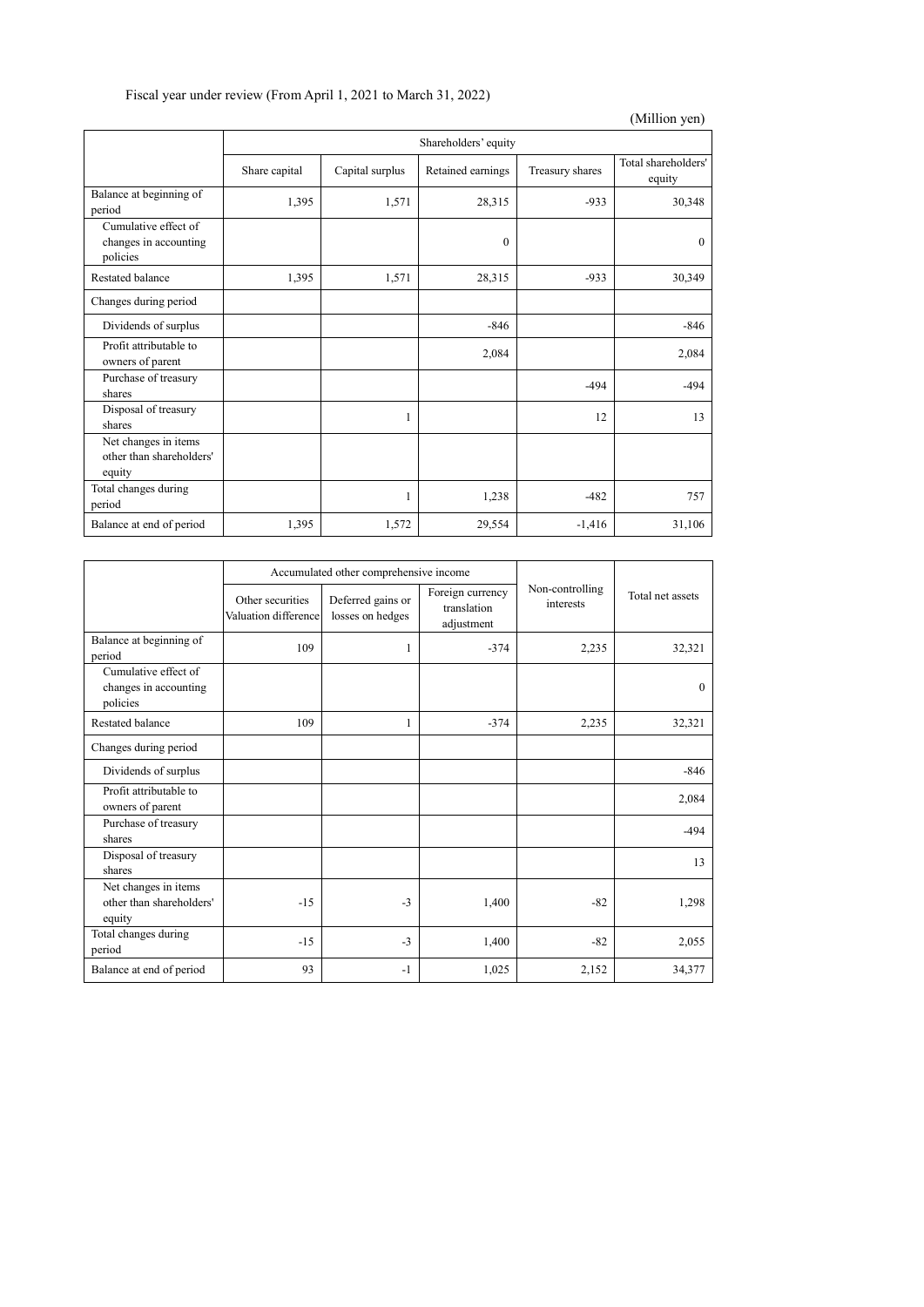Fiscal year under review (From April 1, 2021 to March 31, 2022)

(Million yen)

| | Shareholders' equity | | | | |
|---|---|---|---|---|---|
| | Share capital | Capital surplus | Retained earnings | Treasury shares | Total shareholders' equity |
| Balance at beginning of period | 1,395 | 1,571 | 28,315 | -933 | 30,348 |
| Cumulative effect of changes in accounting policies | | | 0 | | 0 |
| Restated balance | 1,395 | 1,571 | 28,315 | -933 | 30,349 |
| Changes during period | | | | | |
| Dividends of surplus | | | -846 | | -846 |
| Profit attributable to owners of parent | | | 2,084 | | 2,084 |
| Purchase of treasury shares | | | | -494 | -494 |
| Disposal of treasury shares | | 1 | | 12 | 13 |
| Net changes in items other than shareholders' equity | | | | | |
| Total changes during period | | 1 | 1,238 | -482 | 757 |
| Balance at end of period | 1,395 | 1,572 | 29,554 | -1,416 | 31,106 |

| | Accumulated other comprehensive income | | | Non-controlling interests | Total net assets |
|---|---|---|---|---|---|
| | Other securities Valuation difference | Deferred gains or losses on hedges | Foreign currency translation adjustment | | |
| Balance at beginning of period | 109 | 1 | -374 | 2,235 | 32,321 |
| Cumulative effect of changes in accounting policies | | | | | 0 |
| Restated balance | 109 | 1 | -374 | 2,235 | 32,321 |
| Changes during period | | | | | |
| Dividends of surplus | | | | | -846 |
| Profit attributable to owners of parent | | | | | 2,084 |
| Purchase of treasury shares | | | | | -494 |
| Disposal of treasury shares | | | | | 13 |
| Net changes in items other than shareholders' equity | -15 | -3 | 1,400 | -82 | 1,298 |
| Total changes during period | -15 | -3 | 1,400 | -82 | 2,055 |
| Balance at end of period | 93 | -1 | 1,025 | 2,152 | 34,377 |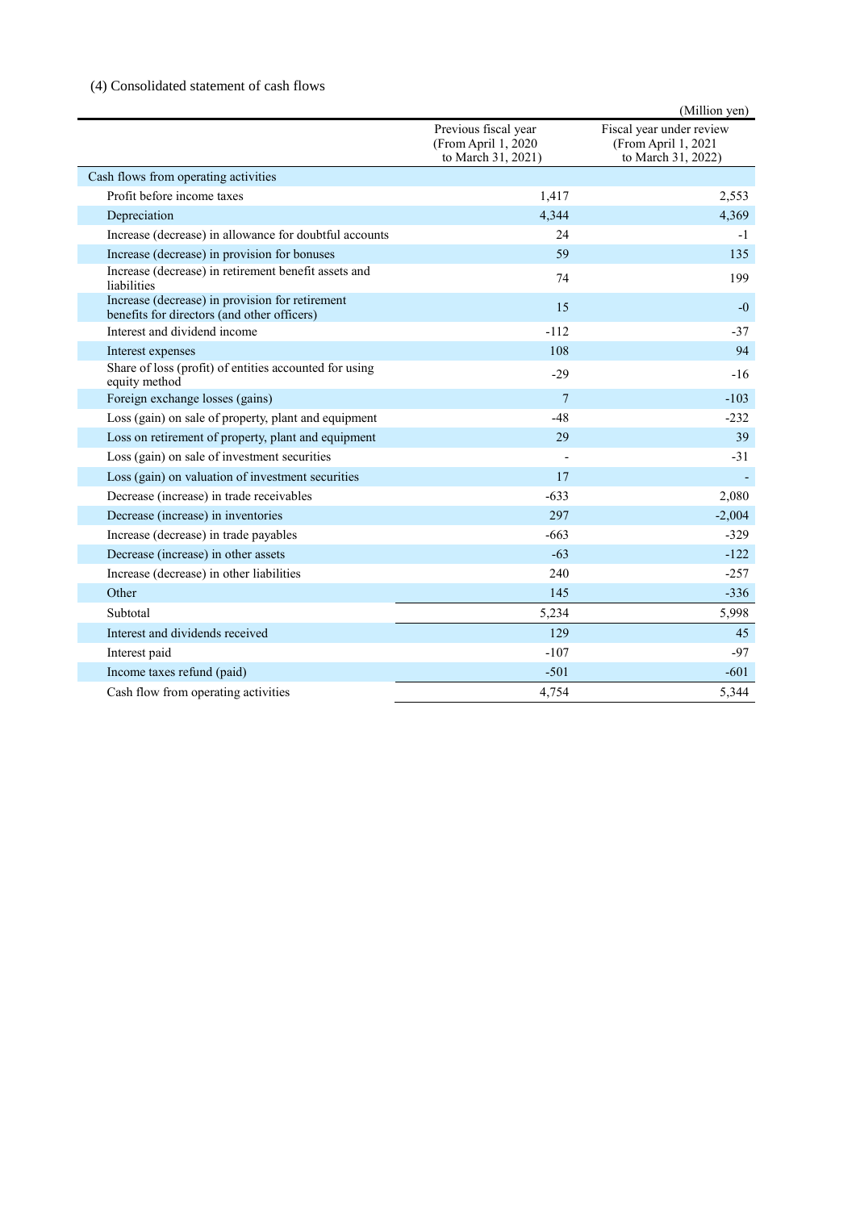## (4) Consolidated statement of cash flows

(Million yen)

| | Previous fiscal year (From April 1, 2020 to March 31, 2021) | Fiscal year under review (From April 1, 2021 to March 31, 2022) |
|---|---|---|
| Cash flows from operating activities | | |
| Profit before income taxes | 1,417 | 2,553 |
| Depreciation | 4,344 | 4,369 |
| Increase (decrease) in allowance for doubtful accounts | 24 | -1 |
| Increase (decrease) in provision for bonuses | 59 | 135 |
| Increase (decrease) in retirement benefit assets and liabilities | 74 | 199 |
| Increase (decrease) in provision for retirement benefits for directors (and other officers) | 15 | -0 |
| Interest and dividend income | -112 | -37 |
| Interest expenses | 108 | 94 |
| Share of loss (profit) of entities accounted for using equity method | -29 | -16 |
| Foreign exchange losses (gains) | 7 | -103 |
| Loss (gain) on sale of property, plant and equipment | -48 | -232 |
| Loss on retirement of property, plant and equipment | 29 | 39 |
| Loss (gain) on sale of investment securities | - | -31 |
| Loss (gain) on valuation of investment securities | 17 | - |
| Decrease (increase) in trade receivables | -633 | 2,080 |
| Decrease (increase) in inventories | 297 | -2,004 |
| Increase (decrease) in trade payables | -663 | -329 |
| Decrease (increase) in other assets | -63 | -122 |
| Increase (decrease) in other liabilities | 240 | -257 |
| Other | 145 | -336 |
| Subtotal | 5,234 | 5,998 |
| Interest and dividends received | 129 | 45 |
| Interest paid | -107 | -97 |
| Income taxes refund (paid) | -501 | -601 |
| Cash flow from operating activities | 4,754 | 5,344 |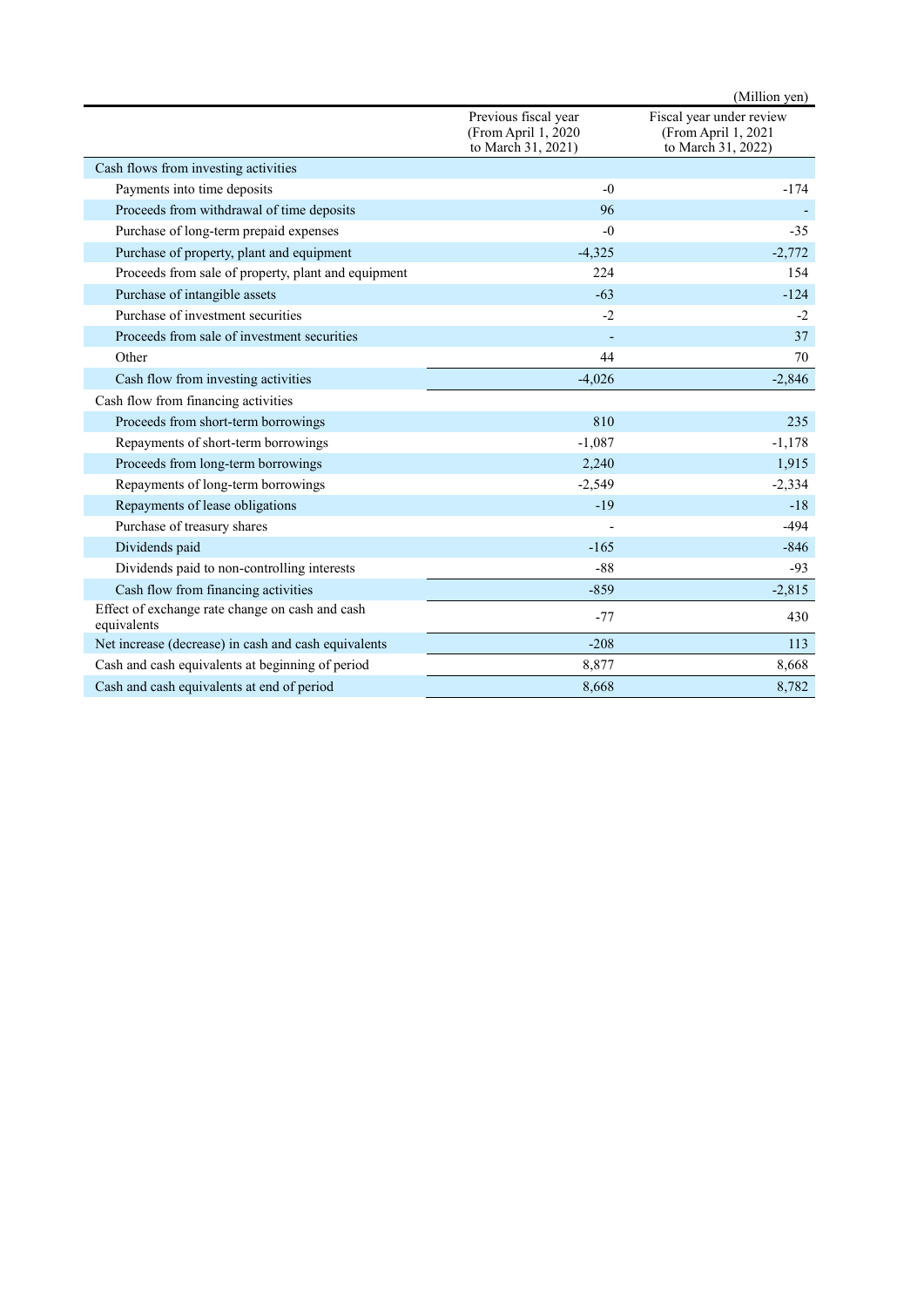(Million yen)

| | Previous fiscal year (From April 1, 2020 to March 31, 2021) | Fiscal year under review (From April 1, 2021 to March 31, 2022) |
|---|---|---|
| Cash flows from investing activities | | |
| Payments into time deposits | -0 | -174 |
| Proceeds from withdrawal of time deposits | 96 | - |
| Purchase of long-term prepaid expenses | -0 | -35 |
| Purchase of property, plant and equipment | -4,325 | -2,772 |
| Proceeds from sale of property, plant and equipment | 224 | 154 |
| Purchase of intangible assets | -63 | -124 |
| Purchase of investment securities | -2 | -2 |
| Proceeds from sale of investment securities | - | 37 |
| Other | 44 | 70 |
| Cash flow from investing activities | -4,026 | -2,846 |
| Cash flow from financing activities | | |
| Proceeds from short-term borrowings | 810 | 235 |
| Repayments of short-term borrowings | -1,087 | -1,178 |
| Proceeds from long-term borrowings | 2,240 | 1,915 |
| Repayments of long-term borrowings | -2,549 | -2,334 |
| Repayments of lease obligations | -19 | -18 |
| Purchase of treasury shares | - | -494 |
| Dividends paid | -165 | -846 |
| Dividends paid to non-controlling interests | -88 | -93 |
| Cash flow from financing activities | -859 | -2,815 |
| Effect of exchange rate change on cash and cash equivalents | -77 | 430 |
| Net increase (decrease) in cash and cash equivalents | -208 | 113 |
| Cash and cash equivalents at beginning of period | 8,877 | 8,668 |
| Cash and cash equivalents at end of period | 8,668 | 8,782 |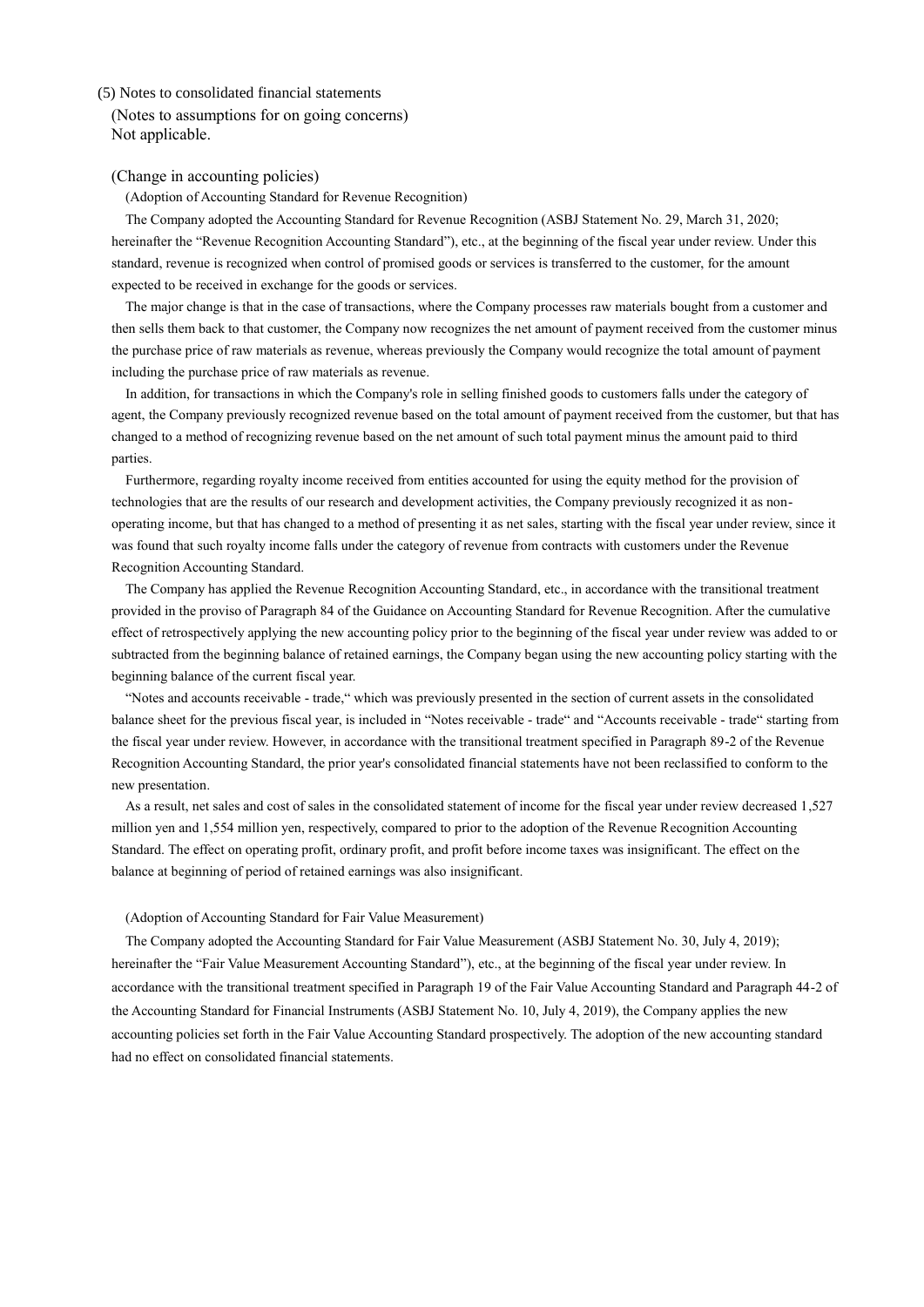### (5) Notes to consolidated financial statements

(Notes to assumptions for on going concerns)

Not applicable.

(Change in accounting policies)

(Adoption of Accounting Standard for Revenue Recognition)

The Company adopted the Accounting Standard for Revenue Recognition (ASBJ Statement No. 29, March 31, 2020; hereinafter the "Revenue Recognition Accounting Standard"), etc., at the beginning of the fiscal year under review. Under this standard, revenue is recognized when control of promised goods or services is transferred to the customer, for the amount expected to be received in exchange for the goods or services.

The major change is that in the case of transactions, where the Company processes raw materials bought from a customer and then sells them back to that customer, the Company now recognizes the net amount of payment received from the customer minus the purchase price of raw materials as revenue, whereas previously the Company would recognize the total amount of payment including the purchase price of raw materials as revenue.

In addition, for transactions in which the Company's role in selling finished goods to customers falls under the category of agent, the Company previously recognized revenue based on the total amount of payment received from the customer, but that has changed to a method of recognizing revenue based on the net amount of such total payment minus the amount paid to third parties.

Furthermore, regarding royalty income received from entities accounted for using the equity method for the provision of technologies that are the results of our research and development activities, the Company previously recognized it as non-operating income, but that has changed to a method of presenting it as net sales, starting with the fiscal year under review, since it was found that such royalty income falls under the category of revenue from contracts with customers under the Revenue Recognition Accounting Standard.

The Company has applied the Revenue Recognition Accounting Standard, etc., in accordance with the transitional treatment provided in the proviso of Paragraph 84 of the Guidance on Accounting Standard for Revenue Recognition. After the cumulative effect of retrospectively applying the new accounting policy prior to the beginning of the fiscal year under review was added to or subtracted from the beginning balance of retained earnings, the Company began using the new accounting policy starting with the beginning balance of the current fiscal year.

"Notes and accounts receivable - trade," which was previously presented in the section of current assets in the consolidated balance sheet for the previous fiscal year, is included in "Notes receivable - trade" and "Accounts receivable - trade" starting from the fiscal year under review. However, in accordance with the transitional treatment specified in Paragraph 89-2 of the Revenue Recognition Accounting Standard, the prior year's consolidated financial statements have not been reclassified to conform to the new presentation.

As a result, net sales and cost of sales in the consolidated statement of income for the fiscal year under review decreased 1,527 million yen and 1,554 million yen, respectively, compared to prior to the adoption of the Revenue Recognition Accounting Standard. The effect on operating profit, ordinary profit, and profit before income taxes was insignificant. The effect on the balance at beginning of period of retained earnings was also insignificant.

(Adoption of Accounting Standard for Fair Value Measurement)

The Company adopted the Accounting Standard for Fair Value Measurement (ASBJ Statement No. 30, July 4, 2019); hereinafter the "Fair Value Measurement Accounting Standard"), etc., at the beginning of the fiscal year under review. In accordance with the transitional treatment specified in Paragraph 19 of the Fair Value Accounting Standard and Paragraph 44-2 of the Accounting Standard for Financial Instruments (ASBJ Statement No. 10, July 4, 2019), the Company applies the new accounting policies set forth in the Fair Value Accounting Standard prospectively. The adoption of the new accounting standard had no effect on consolidated financial statements.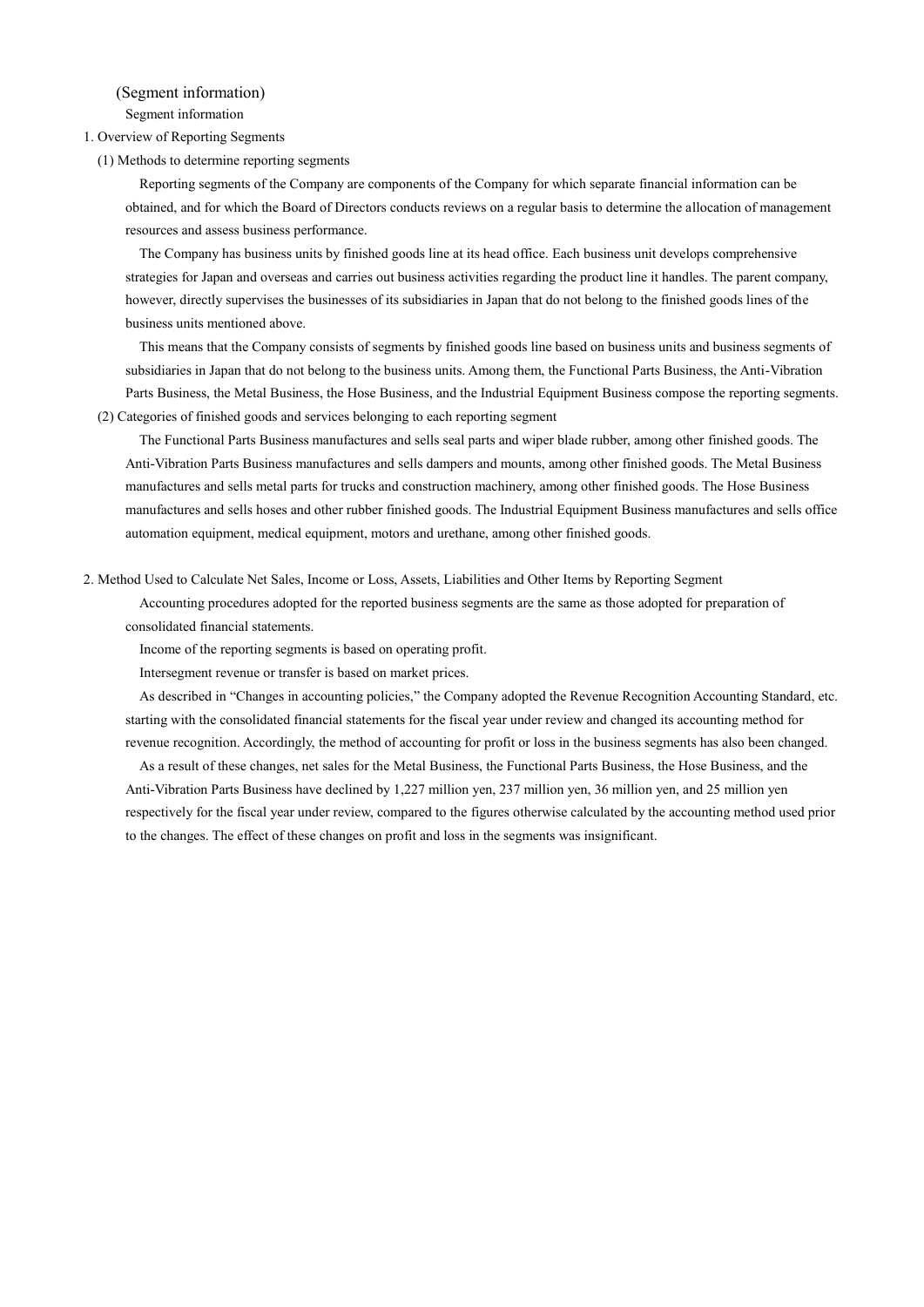## (Segment information)

Segment information

1. Overview of Reporting Segments

(1) Methods to determine reporting segments

Reporting segments of the Company are components of the Company for which separate financial information can be obtained, and for which the Board of Directors conducts reviews on a regular basis to determine the allocation of management resources and assess business performance.

The Company has business units by finished goods line at its head office. Each business unit develops comprehensive strategies for Japan and overseas and carries out business activities regarding the product line it handles. The parent company, however, directly supervises the businesses of its subsidiaries in Japan that do not belong to the finished goods lines of the business units mentioned above.

This means that the Company consists of segments by finished goods line based on business units and business segments of subsidiaries in Japan that do not belong to the business units. Among them, the Functional Parts Business, the Anti-Vibration Parts Business, the Metal Business, the Hose Business, and the Industrial Equipment Business compose the reporting segments.

(2) Categories of finished goods and services belonging to each reporting segment

The Functional Parts Business manufactures and sells seal parts and wiper blade rubber, among other finished goods. The Anti-Vibration Parts Business manufactures and sells dampers and mounts, among other finished goods. The Metal Business manufactures and sells metal parts for trucks and construction machinery, among other finished goods. The Hose Business manufactures and sells hoses and other rubber finished goods. The Industrial Equipment Business manufactures and sells office automation equipment, medical equipment, motors and urethane, among other finished goods.

2. Method Used to Calculate Net Sales, Income or Loss, Assets, Liabilities and Other Items by Reporting Segment

Accounting procedures adopted for the reported business segments are the same as those adopted for preparation of consolidated financial statements.

Income of the reporting segments is based on operating profit.

Intersegment revenue or transfer is based on market prices.

As described in "Changes in accounting policies," the Company adopted the Revenue Recognition Accounting Standard, etc. starting with the consolidated financial statements for the fiscal year under review and changed its accounting method for revenue recognition. Accordingly, the method of accounting for profit or loss in the business segments has also been changed.

As a result of these changes, net sales for the Metal Business, the Functional Parts Business, the Hose Business, and the Anti-Vibration Parts Business have declined by 1,227 million yen, 237 million yen, 36 million yen, and 25 million yen respectively for the fiscal year under review, compared to the figures otherwise calculated by the accounting method used prior to the changes. The effect of these changes on profit and loss in the segments was insignificant.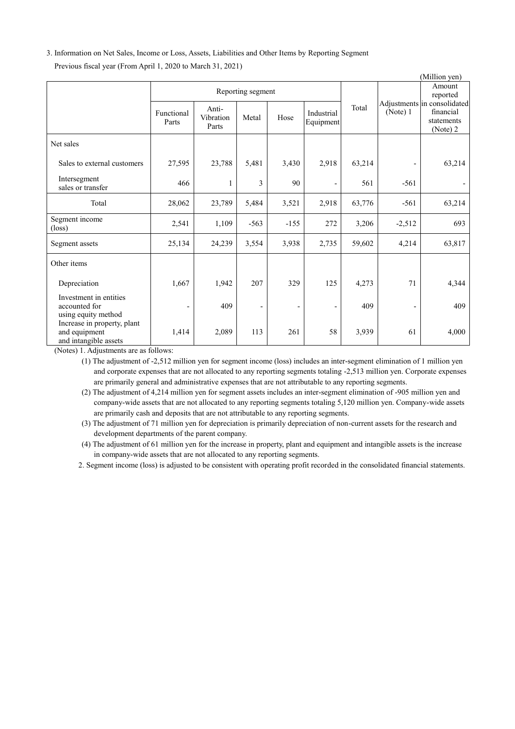3. Information on Net Sales, Income or Loss, Assets, Liabilities and Other Items by Reporting Segment

Previous fiscal year (From April 1, 2020 to March 31, 2021)

(Million yen)

| | Reporting segment | | | | | Total | Adjustments (Note) 1 | Amount reported in consolidated financial statements (Note) 2 |
|---|---|---|---|---|---|---|---|---|
| | Functional Parts | Anti-Vibration Parts | Metal | Hose | Industrial Equipment | | | |
| Net sales | | | | | | | | |
| Sales to external customers | 27,595 | 23,788 | 5,481 | 3,430 | 2,918 | 63,214 | - | 63,214 |
| Intersegment sales or transfer | 466 | 1 | 3 | 90 | - | 561 | -561 | - |
| Total | 28,062 | 23,789 | 5,484 | 3,521 | 2,918 | 63,776 | -561 | 63,214 |
| Segment income (loss) | 2,541 | 1,109 | -563 | -155 | 272 | 3,206 | -2,512 | 693 |
| Segment assets | 25,134 | 24,239 | 3,554 | 3,938 | 2,735 | 59,602 | 4,214 | 63,817 |
| Other items | | | | | | | | |
| Depreciation | 1,667 | 1,942 | 207 | 329 | 125 | 4,273 | 71 | 4,344 |
| Investment in entities accounted for using equity method | - | 409 | - | - | - | 409 | - | 409 |
| Increase in property, plant and equipment and intangible assets | 1,414 | 2,089 | 113 | 261 | 58 | 3,939 | 61 | 4,000 |

(Notes) 1. Adjustments are as follows:

(1) The adjustment of -2,512 million yen for segment income (loss) includes an inter-segment elimination of 1 million yen and corporate expenses that are not allocated to any reporting segments totaling -2,513 million yen. Corporate expenses are primarily general and administrative expenses that are not attributable to any reporting segments.

(2) The adjustment of 4,214 million yen for segment assets includes an inter-segment elimination of -905 million yen and company-wide assets that are not allocated to any reporting segments totaling 5,120 million yen. Company-wide assets are primarily cash and deposits that are not attributable to any reporting segments.

(3) The adjustment of 71 million yen for depreciation is primarily depreciation of non-current assets for the research and development departments of the parent company.

(4) The adjustment of 61 million yen for the increase in property, plant and equipment and intangible assets is the increase in company-wide assets that are not allocated to any reporting segments.

2. Segment income (loss) is adjusted to be consistent with operating profit recorded in the consolidated financial statements.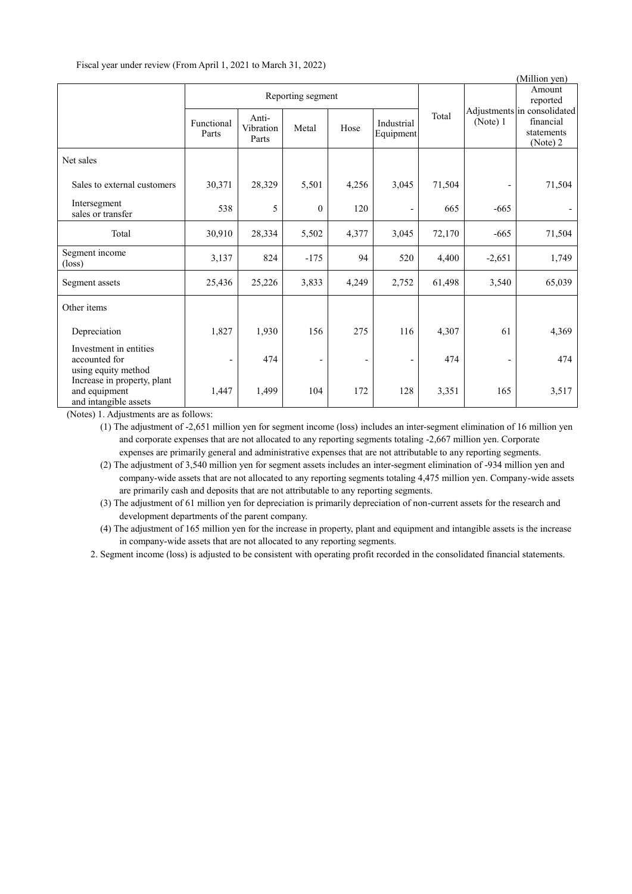Fiscal year under review (From April 1, 2021 to March 31, 2022)

(Million yen)

| | Reporting segment | | | | | Total | Adjustments (Note) 1 | Amount reported in consolidated financial statements (Note) 2 |
|---|---|---|---|---|---|---|---|---|
| | Functional Parts | Anti-Vibration Parts | Metal | Hose | Industrial Equipment | | | |
| Net sales | | | | | | | | |
| Sales to external customers | 30,371 | 28,329 | 5,501 | 4,256 | 3,045 | 71,504 | - | 71,504 |
| Intersegment sales or transfer | 538 | 5 | 0 | 120 | - | 665 | -665 | - |
| Total | 30,910 | 28,334 | 5,502 | 4,377 | 3,045 | 72,170 | -665 | 71,504 |
| Segment income (loss) | 3,137 | 824 | -175 | 94 | 520 | 4,400 | -2,651 | 1,749 |
| Segment assets | 25,436 | 25,226 | 3,833 | 4,249 | 2,752 | 61,498 | 3,540 | 65,039 |
| Other items | | | | | | | | |
| Depreciation | 1,827 | 1,930 | 156 | 275 | 116 | 4,307 | 61 | 4,369 |
| Investment in entities accounted for using equity method | - | 474 | - | - | - | 474 | - | 474 |
| Increase in property, plant and equipment and intangible assets | 1,447 | 1,499 | 104 | 172 | 128 | 3,351 | 165 | 3,517 |

(Notes) 1. Adjustments are as follows:

(1) The adjustment of -2,651 million yen for segment income (loss) includes an inter-segment elimination of 16 million yen and corporate expenses that are not allocated to any reporting segments totaling -2,667 million yen. Corporate expenses are primarily general and administrative expenses that are not attributable to any reporting segments.

(2) The adjustment of 3,540 million yen for segment assets includes an inter-segment elimination of -934 million yen and company-wide assets that are not allocated to any reporting segments totaling 4,475 million yen. Company-wide assets are primarily cash and deposits that are not attributable to any reporting segments.

(3) The adjustment of 61 million yen for depreciation is primarily depreciation of non-current assets for the research and development departments of the parent company.

(4) The adjustment of 165 million yen for the increase in property, plant and equipment and intangible assets is the increase in company-wide assets that are not allocated to any reporting segments.

2. Segment income (loss) is adjusted to be consistent with operating profit recorded in the consolidated financial statements.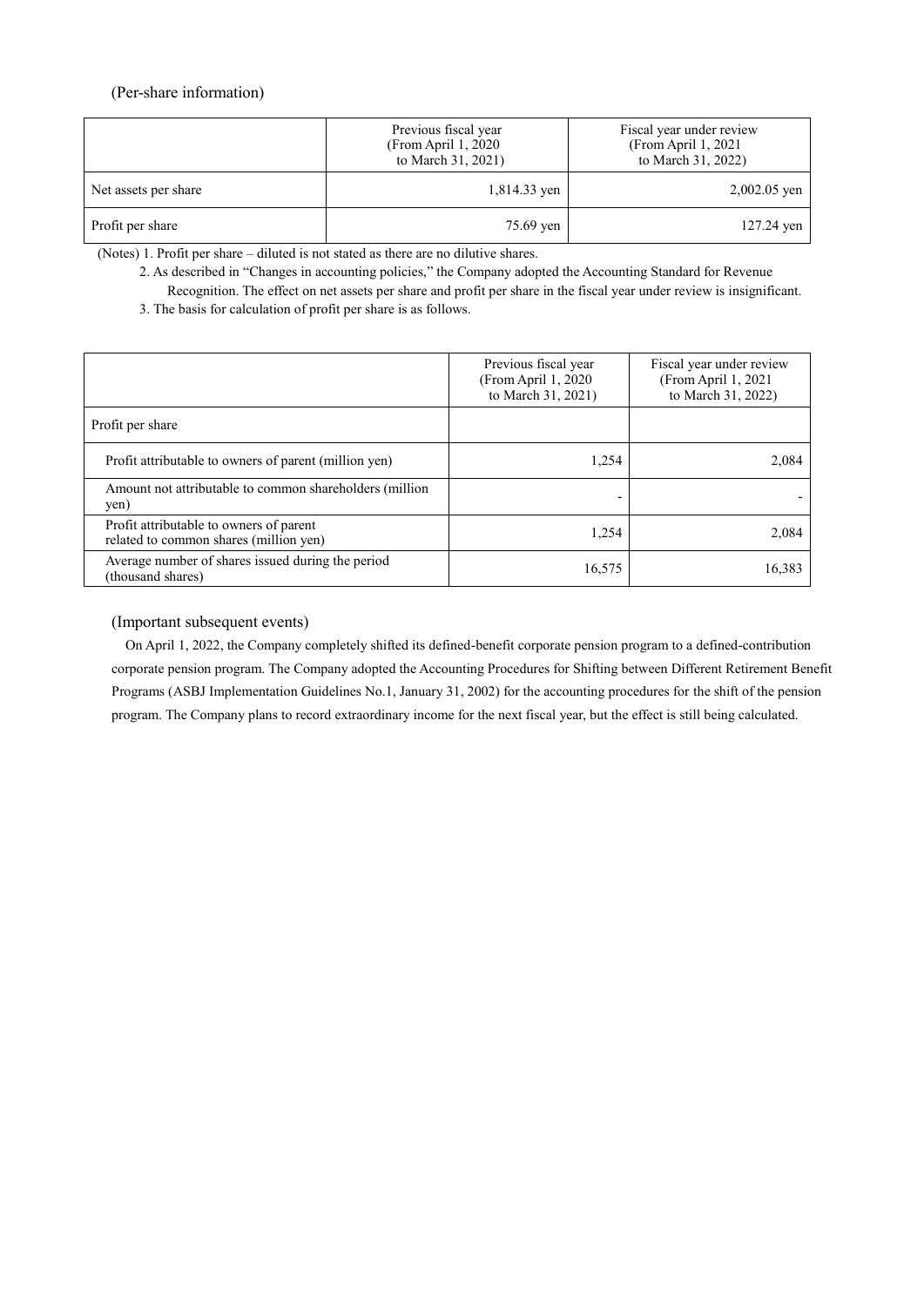(Per-share information)

| | Previous fiscal year (From April 1, 2020 to March 31, 2021) | Fiscal year under review (From April 1, 2021 to March 31, 2022) |
|---|---|---|
| Net assets per share | 1,814.33 yen | 2,002.05 yen |
| Profit per share | 75.69 yen | 127.24 yen |

(Notes) 1. Profit per share – diluted is not stated as there are no dilutive shares.

2. As described in "Changes in accounting policies," the Company adopted the Accounting Standard for Revenue Recognition. The effect on net assets per share and profit per share in the fiscal year under review is insignificant.

3. The basis for calculation of profit per share is as follows.

| | Previous fiscal year (From April 1, 2020 to March 31, 2021) | Fiscal year under review (From April 1, 2021 to March 31, 2022) |
|---|---|---|
| Profit per share | | |
| Profit attributable to owners of parent (million yen) | 1,254 | 2,084 |
| Amount not attributable to common shareholders (million yen) | - | - |
| Profit attributable to owners of parent related to common shares (million yen) | 1,254 | 2,084 |
| Average number of shares issued during the period (thousand shares) | 16,575 | 16,383 |

(Important subsequent events)

On April 1, 2022, the Company completely shifted its defined-benefit corporate pension program to a defined-contribution corporate pension program. The Company adopted the Accounting Procedures for Shifting between Different Retirement Benefit Programs (ASBJ Implementation Guidelines No.1, January 31, 2002) for the accounting procedures for the shift of the pension program. The Company plans to record extraordinary income for the next fiscal year, but the effect is still being calculated.